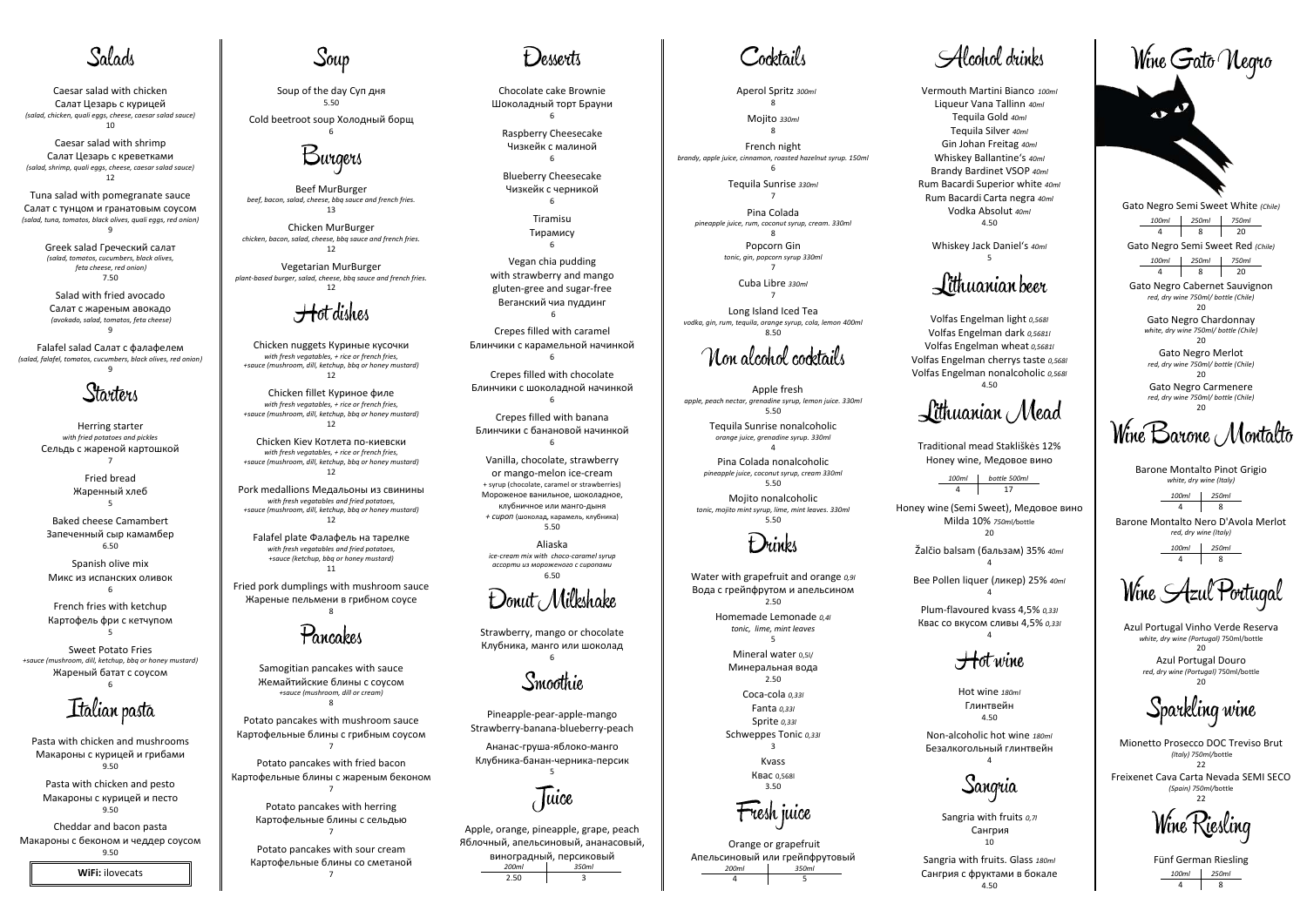# Salads

Caesar salad with chicken
Салат Цезарь с курицей
*(salad, chicken, quali eggs, cheese, caesar salad sauce)*
10

Caesar salad with shrimp
Салат Цезарь с креветками
*(salad, shrimp, quali eggs, cheese, caesar salad sauce)*
12

Tuna salad with pomegranate sauce
Салат с тунцом и гранатовым соусом
*(salad, tuna, tomatos, black olives, quali eggs, red onion)*
9

Greek salad Греческий салат
*(salad, tomatos, cucumbers, black olives, feta cheese, red onion)*
7.50

Salad with fried avocado
Салат с жареным авокадо
*(avokado, salad, tomatos, feta cheese)*
9

Falafel salad Салат с фалафелем
*(salad, falafel, tomatos, cucumbers, black olives, red onion)*
9

# Starters

Herring starter
*with fried potatoes and pickles*
Сельдь с жареной картошкой
7

Fried bread
Жаренный хлеб
5

Baked cheese Camambert
Запеченный сыр камамбер
6.50

Spanish olive mix
Микс из испанских оливок
6

French fries with ketchup
Картофель фри с кетчупом
5

Sweet Potato Fries
*+sauce (mushroom, dill, ketchup, bbq or honey mustard)*
Жареный батат с соусом
6

# Italian pasta

Pasta with chicken and mushrooms
Макароны с курицей и грибами
9.50

Pasta with chicken and pesto
Макароны с курицей и песто
9.50

Cheddar and bacon pasta
Макароны с беконом и чеддер соусом
9.50

**WiFi:** ilovecats

# Soup

Soup of the day Суп дня
5.50

Cold beetroot soup Холодный борщ
6

# Burgers

Beef MurBurger
*beef, bacon, salad, cheese, bbq sauce and french fries.*
13

Chicken MurBurger
*chicken, bacon, salad, cheese, bbq sauce and french fries.*
12

Vegetarian MurBurger
*plant-based burger, salad, cheese, bbq sauce and french fries.*
12

# Hot dishes

Chicken nuggets Куриные кусочки
*with fresh vegatables, + rice or french fries, +sauce (mushroom, dill, ketchup, bbq or honey mustard)*
12

Chicken fillet Куриное филе
*with fresh vegatables, + rice or french fries, +sauce (mushroom, dill, ketchup, bbq or honey mustard)*
12

Chicken Kiev Котлета по-киевски
*with fresh vegatables, + rice or french fries, +sauce (mushroom, dill, ketchup, bbq or honey mustard)*
12

Pork medallions Медальоны из свинины
*with fresh vegatables and fried potatoes, +sauce (mushroom, dill, ketchup, bbq or honey mustard)*
12

Falafel plate Фалафель на тарелке
*with fresh vegatables and fried potatoes, +sauce (ketchup, bbq or honey mustard)*
11

Fried pork dumplings with mushroom sauce
Жареные пельмени в грибном соусе
8

# Pancakes

Samogitian pancakes with sauce
Жемайтийские блины с соусом
*+sauce (mushroom, dill or cream)*
8

Potato pancakes with mushroom sauce
Картофельные блины с грибным соусом
7

Potato pancakes with fried bacon
Картофельные блины с жареным беконом
7

Potato pancakes with herring
Картофельные блины с сельдью
7

Potato pancakes with sour cream
Картофельные блины со сметаной
7

# Desserts

Chocolate cake Brownie
Шоколадный торт Брауни
6

Raspberry Cheesecake
Чизкейк с малиной
6

Blueberry Cheesecake
Чизкейк с черникой
6

Tiramisu
Тирамису
6

Vegan chia pudding
with strawberry and mango
gluten-gree and sugar-free
Веганский чиа пуддинг
6

Crepes filled with caramel
Блинчики с карамельной начинкой
6

Crepes filled with chocolate
Блинчики с шоколадной начинкой
6

Crepes filled with banana
Блинчики с банановой начинкой
6

Vanilla, chocolate, strawberry or mango-melon ice-cream
+ syrup (chocolate, caramel or strawberries)
Мороженое ванильное, шоколадное, клубничное или манго-дыня
*+ сироп* (шоколад, карамель, клубника)
5.50

Aliaska
*ice-cream mix with choco-caramel syrup*
*ассорти из мороженого с сиропами*
6.50

# Donut Milkshake

Strawberry, mango or chocolate
Клубника, манго или шоколад
6

# Smoothie

Pineapple-pear-apple-mango
Strawberry-banana-blueberry-peach

Ананас-груша-яблоко-манго
Клубника-банан-черника-персик
5

# Juice

Apple, orange, pineapple, grape, peach
Яблочный, апельсиновый, ананасовый, виноградный, персиковый

| *200ml* | *350ml* |
|---|---|
| 2.50 | 3 |

# Cocktails

Aperol Spritz *300ml*
8

Mojito *330ml*
8

French night
*brandy, apple juice, cinnamon, roasted hazelnut syrup. 150ml*
6

Tequila Sunrise *330ml*
7

Pina Colada
*pineapple juice, rum, coconut syrup, cream. 330ml*
8

Popcorn Gin
*tonic, gin, popcorn syrup 330ml*
7

Cuba Libre *330ml*
7

Long Island Iced Tea
*vodka, gin, rum, tequila, orange syrup, cola, lemon 400ml*
8.50

# Non alcohol cocktails

Apple fresh
*apple, peach nectar, grenadine syrup, lemon juice. 330ml*
5.50

Tequila Sunrise nonalcoholic
*orange juice, grenadine syrup. 330ml*
4

Pina Colada nonalcoholic
*pineapple juice, coconut syrup, cream 330ml*
5.50

Mojito nonalcoholic
*tonic, mojito mint syrup, lime, mint leaves. 330ml*
5.50

# Drinks

Water with grapefruit and orange *0,9l*
Вода с грейпфрутом и апельсином
2.50

Homemade Lemonade *0,4l*
*tonic, lime, mint leaves*
5

Mineral water 0,5l/
Минеральная вода
2.50

Coca-cola *0,33l*
Fanta *0,33l*
Sprite *0,33l*
Schweppes Tonic *0,33l*
3

Kvass
Квас 0,568l
3.50

# Fresh juice

Orange or grapefruit
Апельсиновый или грейпфрутовый

| *200ml* | *350ml* |
|---|---|
| 4 | 5 |

# Alcohol drinks

Vermouth Martini Bianco *100ml*
Liqueur Vana Tallinn *40ml*
Tequila Gold *40ml*
Tequila Silver *40ml*
Gin Johan Freitag *40ml*
Whiskey Ballantine's *40ml*
Brandy Bardinet VSOP *40ml*
Rum Bacardi Superior white *40ml*
Rum Bacardi Carta negra *40ml*
Vodka Absolut *40ml*
4.50

Whiskey Jack Daniel's *40ml*
5

# Lithuanian beer

Volfas Engelman light *0,568l*
Volfas Engelman dark *0,5681l*
Volfas Engelman wheat *0,5681l*
Volfas Engelman cherrys taste *0,568l*
Volfas Engelman nonalcoholic *0,568l*
4.50

# Lithuanian Mead

Traditional mead Stakliškės 12%
Honey wine, Медовое вино

| *100ml* | *bottle 500ml* |
|---|---|
| 4 | 17 |

Honey wine (Semi Sweet), Медовое вино
Milda 10% *750ml*/bottle
20

Žalčio balsam (бальзам) 35% *40ml*
4

Bee Pollen liquer (ликер) 25% *40ml*
4

Plum-flavoured kvass 4,5% *0,33l*
Квас со вкусом сливы 4,5% *0,33l*
4

# Hot wine

Hot wine *180ml*
Глинтвейн
4.50

Non-alcoholic hot wine *180ml*
Безалкогольный глинтвейн
4

# Sangria

Sangria with fruits *0,7l*
Сангрия
10

Sangria with fruits. Glass *180ml*
Сангрия с фруктами в бокале
4.50

# Wine Gato Negro

Gato Negro Semi Sweet White *(Chile)*

| *100ml* | *250ml* | *750ml* |
|---|---|---|
| 4 | 8 | 20 |

Gato Negro Semi Sweet Red *(Chile)*

| *100ml* | *250ml* | *750ml* |
|---|---|---|
| 4 | 8 | 20 |

Gato Negro Cabernet Sauvignon
*red, dry wine 750ml/ bottle (Chile)*
20

Gato Negro Chardonnay
*white, dry wine 750ml/ bottle (Chile)*
20

Gato Negro Merlot
*red, dry wine 750ml/ bottle (Chile)*
20

Gato Negro Carmenere
*red, dry wine 750ml/ bottle (Chile)*
20

# Wine Barone Montalto

Barone Montalto Pinot Grigio
*white, dry wine (Italy)*

| *100ml* | *250ml* |
|---|---|
| 4 | 8 |

Barone Montalto Nero D'Avola Merlot
*red, dry wine (Italy)*

| *100ml* | *250ml* |
|---|---|
| 4 | 8 |

# Wine Azul Portugal

Azul Portugal Vinho Verde Reserva
*white, dry wine (Portugal)* 750ml/bottle
20

Azul Portugal Douro
*red, dry wine (Portugal)* 750ml/bottle
20

# Sparkling wine

Mionetto Prosecco DOC Treviso Brut
*(Italy) 750ml*/bottle
22

Freixenet Cava Carta Nevada SEMI SECO
*(Spain) 750ml*/bottle
22

# Wine Riesling

Fünf German Riesling

| *100ml* | *250ml* |
|---|---|
| 4 | 8 |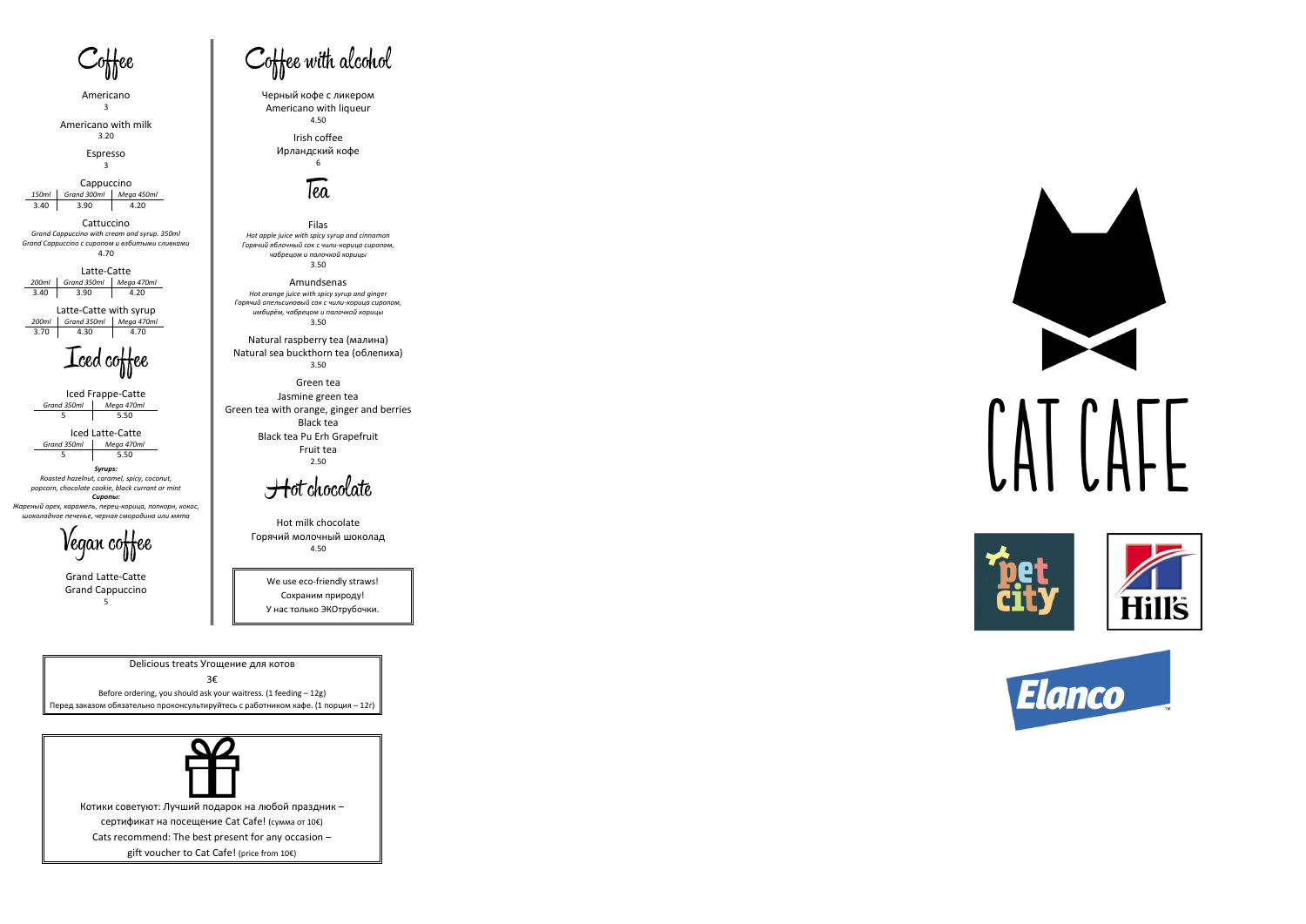# Coffee

Americano
3

Americano with milk
3.20

Espresso
3

Cappuccino

| 150ml | Grand 300ml | Mega 450ml |
|---|---|---|
| 3.40 | 3.90 | 4.20 |

Cattuccino
*Grand Cappuccino with cream and syrup. 350ml*
*Grand Cappuccino с сиропом и взбитыми сливками*
4.70

Latte-Catte

| 200ml | Grand 350ml | Mega 470ml |
|---|---|---|
| 3.40 | 3.90 | 4.20 |

Latte-Catte with syrup

| 200ml | Grand 350ml | Mega 470ml |
|---|---|---|
| 3.70 | 4.30 | 4.70 |

# Iced coffee

Iced Frappe-Catte

| Grand 350ml | Mega 470ml |
|---|---|
| 5 | 5.50 |

Iced Latte-Catte

| Grand 350ml | Mega 470ml |
|---|---|
| 5 | 5.50 |

***Syrups:***
*Roasted hazelnut, caramel, spicy, coconut, popcorn, chocolate cookie, black currant or mint*
***Сиропы:***
*Жареный орех, карамель, перец-корица, попкорн, кокос, шоколадное печенье, черная смородина или мята*

# Vegan coffee

Grand Latte-Catte
Grand Cappuccino
5

# Coffee with alcohol

Черный кофе с ликером
Americano with liqueur
4.50

Irish coffee
Ирландский кофе
6

# Tea

Filas
*Hot apple juice with spicy syrup and cinnamon*
*Горячий яблочный сок с чили-корица сиропом, чабрецом и палочкой корицы*
3.50

Amundsenas
*Hot orange juice with spicy syrup and ginger*
*Горячий апельсиновый сок с чили-корица сиропом, имбирём, чабрецом и палочкой корицы*
3.50

Natural raspberry tea (малина)
Natural sea buckthorn tea (облепиха)
3.50

Green tea
Jasmine green tea
Green tea with orange, ginger and berries
Black tea
Black tea Pu Erh Grapefruit
Fruit tea
2.50

# Hot chocolate

Hot milk chocolate
Горячий молочный шоколад
4.50

We use eco-friendly straws!
Сохраним природу!
У нас только ЭКОтрубочки.

Delicious treats Угощение для котов
3€
Before ordering, you should ask your waitress. (1 feeding – 12g)
Перед заказом обязательно проконсультируйтесь с работником кафе. (1 порция – 12г)

Котики советуют: Лучший подарок на любой праздник – сертификат на посещение Cat Cafe! (сумма от 10€)
Cats recommend: The best present for any occasion – gift voucher to Cat Cafe! (price from 10€)

# CAT CAFE

pet city

Hill's

Elanco